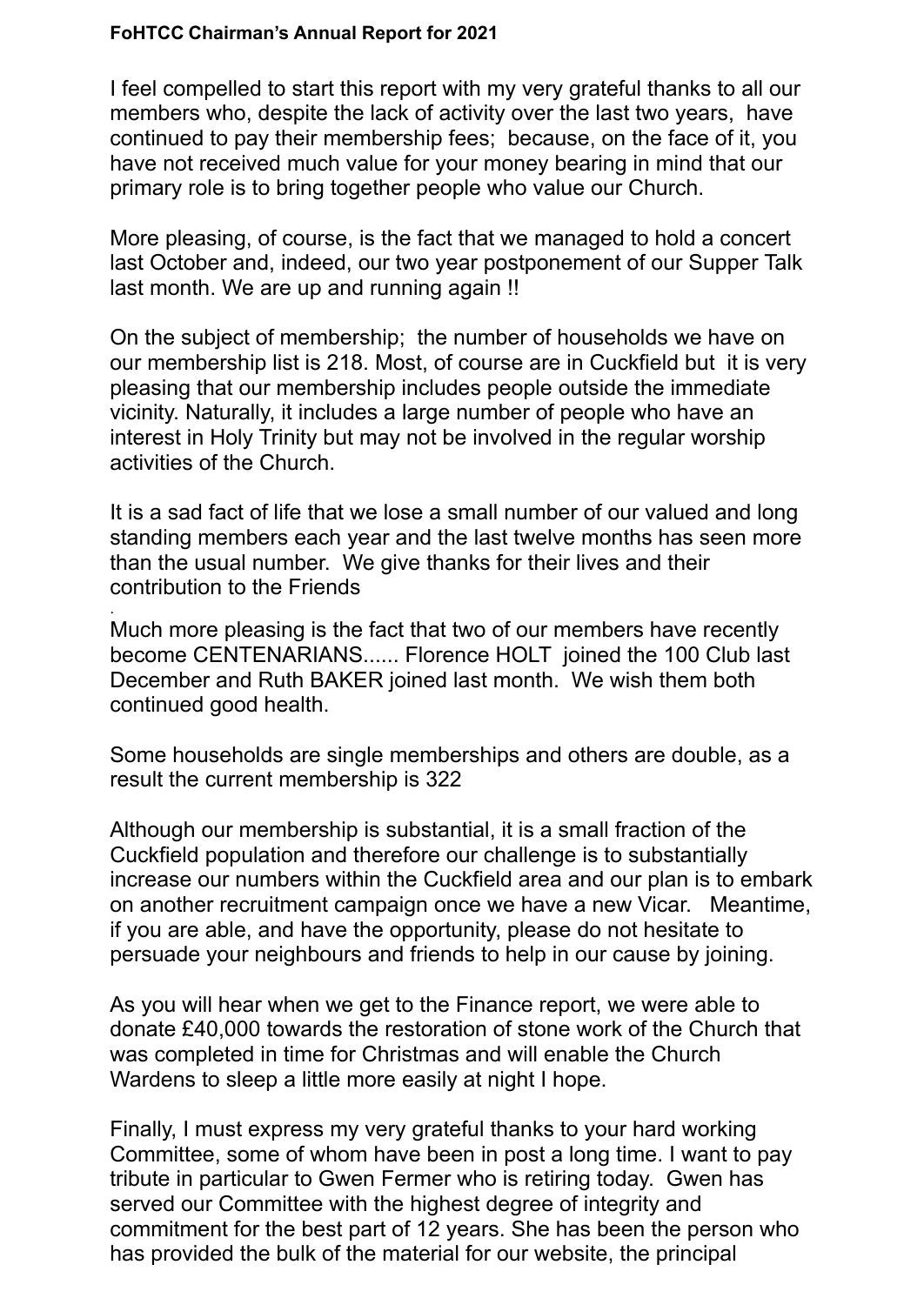**FoHTCC Chairman's Annual Report for 2021**

I feel compelled to start this report with my very grateful thanks to all our members who, despite the lack of activity over the last two years, have continued to pay their membership fees; because, on the face of it, you have not received much value for your money bearing in mind that our primary role is to bring together people who value our Church.

More pleasing, of course, is the fact that we managed to hold a concert last October and, indeed, our two year postponement of our Supper Talk last month. We are up and running again !!

On the subject of membership; the number of households we have on our membership list is 218. Most, of course are in Cuckfield but it is very pleasing that our membership includes people outside the immediate vicinity. Naturally, it includes a large number of people who have an interest in Holy Trinity but may not be involved in the regular worship activities of the Church.

It is a sad fact of life that we lose a small number of our valued and long standing members each year and the last twelve months has seen more than the usual number. We give thanks for their lives and their contribution to the Friends

.

Much more pleasing is the fact that two of our members have recently become CENTENARIANS...... Florence HOLT joined the 100 Club last December and Ruth BAKER joined last month. We wish them both continued good health.

Some households are single memberships and others are double, as a result the current membership is 322

Although our membership is substantial, it is a small fraction of the Cuckfield population and therefore our challenge is to substantially increase our numbers within the Cuckfield area and our plan is to embark on another recruitment campaign once we have a new Vicar. Meantime, if you are able, and have the opportunity, please do not hesitate to persuade your neighbours and friends to help in our cause by joining.

As you will hear when we get to the Finance report, we were able to donate £40,000 towards the restoration of stone work of the Church that was completed in time for Christmas and will enable the Church Wardens to sleep a little more easily at night I hope.

Finally, I must express my very grateful thanks to your hard working Committee, some of whom have been in post a long time. I want to pay tribute in particular to Gwen Fermer who is retiring today. Gwen has served our Committee with the highest degree of integrity and commitment for the best part of 12 years. She has been the person who has provided the bulk of the material for our website, the principal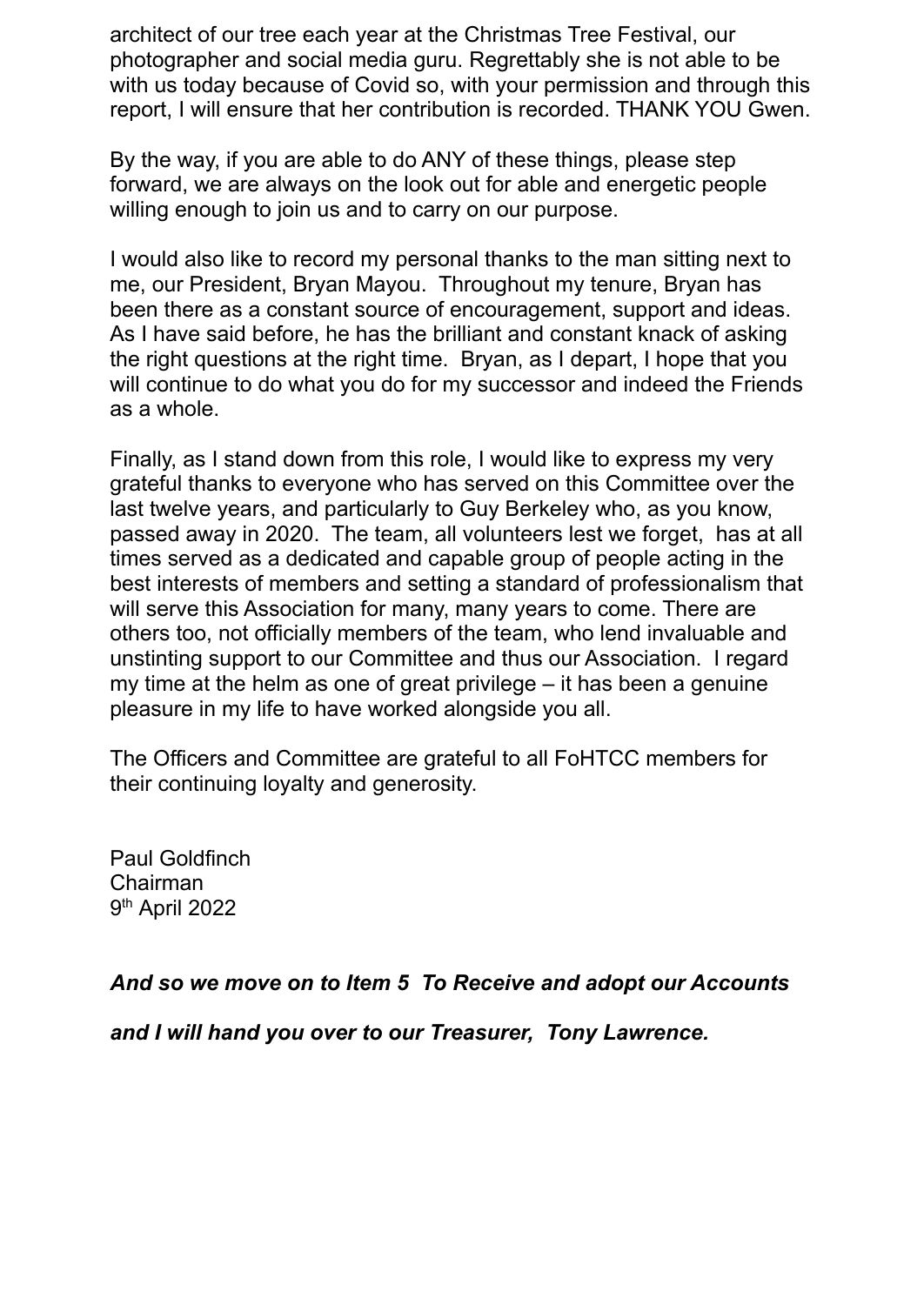architect of our tree each year at the Christmas Tree Festival, our photographer and social media guru. Regrettably she is not able to be with us today because of Covid so, with your permission and through this report, I will ensure that her contribution is recorded. THANK YOU Gwen.

By the way, if you are able to do ANY of these things, please step forward, we are always on the look out for able and energetic people willing enough to join us and to carry on our purpose.

I would also like to record my personal thanks to the man sitting next to me, our President, Bryan Mayou. Throughout my tenure, Bryan has been there as a constant source of encouragement, support and ideas. As I have said before, he has the brilliant and constant knack of asking the right questions at the right time. Bryan, as I depart, I hope that you will continue to do what you do for my successor and indeed the Friends as a whole.

Finally, as I stand down from this role, I would like to express my very grateful thanks to everyone who has served on this Committee over the last twelve years, and particularly to Guy Berkeley who, as you know, passed away in 2020. The team, all volunteers lest we forget, has at all times served as a dedicated and capable group of people acting in the best interests of members and setting a standard of professionalism that will serve this Association for many, many years to come. There are others too, not officially members of the team, who lend invaluable and unstinting support to our Committee and thus our Association. I regard my time at the helm as one of great privilege – it has been a genuine pleasure in my life to have worked alongside you all.

The Officers and Committee are grateful to all FoHTCC members for their continuing loyalty and generosity.

Paul Goldfinch
Chairman
9th April 2022

***And so we move on to Item 5 To Receive and adopt our Accounts***

***and I will hand you over to our Treasurer, Tony Lawrence.***